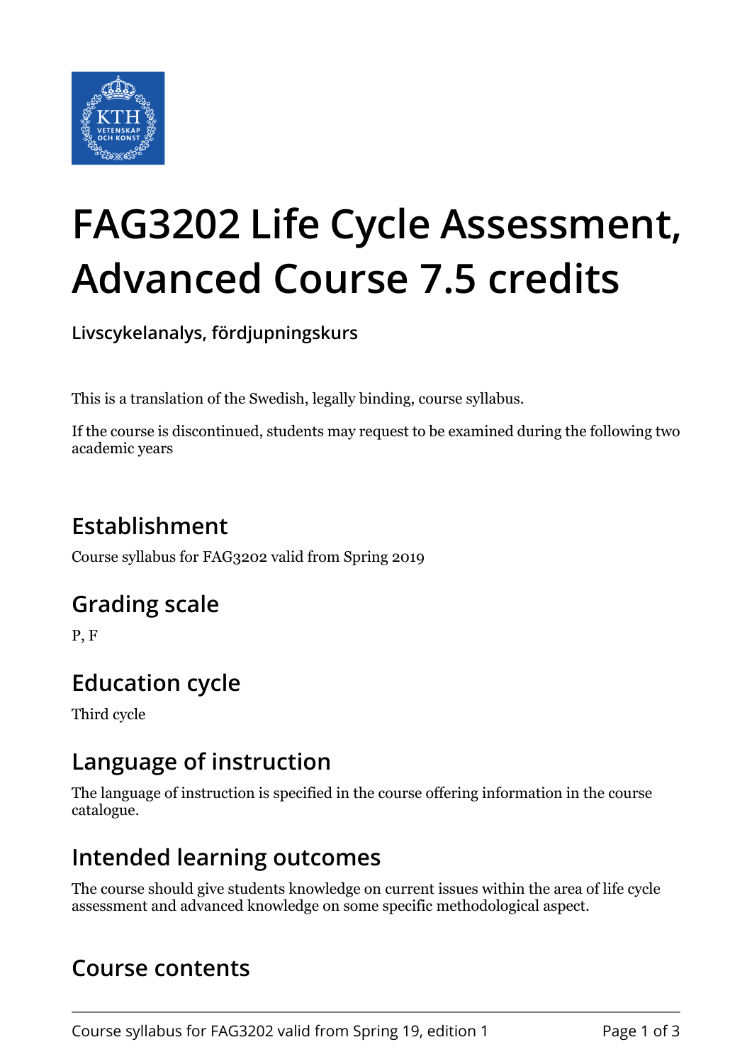# FAG3202 Life Cycle Assessment, Advanced Course 7.5 credits

**Livscykelanalys, fördjupningskurs**

This is a translation of the Swedish, legally binding, course syllabus.

If the course is discontinued, students may request to be examined during the following two academic years

## Establishment

Course syllabus for FAG3202 valid from Spring 2019

## Grading scale

P, F

## Education cycle

Third cycle

## Language of instruction

The language of instruction is specified in the course offering information in the course catalogue.

## Intended learning outcomes

The course should give students knowledge on current issues within the area of life cycle assessment and advanced knowledge on some specific methodological aspect.

## Course contents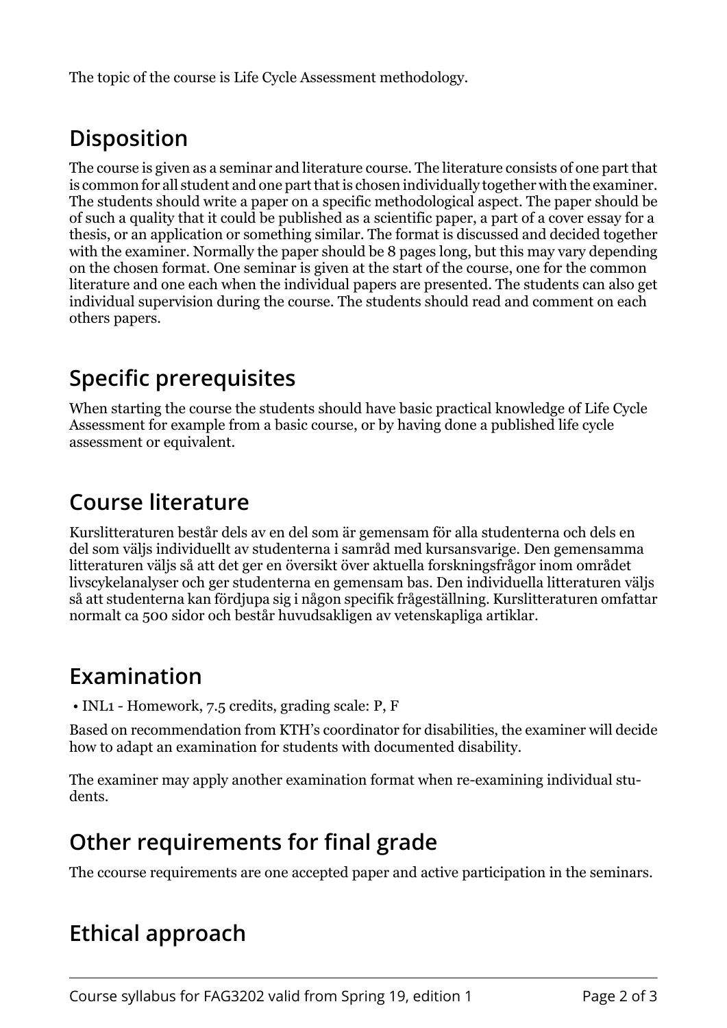The topic of the course is Life Cycle Assessment methodology.

## Disposition

The course is given as a seminar and literature course. The literature consists of one part that is common for all student and one part that is chosen individually together with the examiner. The students should write a paper on a specific methodological aspect. The paper should be of such a quality that it could be published as a scientific paper, a part of a cover essay for a thesis, or an application or something similar. The format is discussed and decided together with the examiner. Normally the paper should be 8 pages long, but this may vary depending on the chosen format. One seminar is given at the start of the course, one for the common literature and one each when the individual papers are presented. The students can also get individual supervision during the course. The students should read and comment on each others papers.

## Specific prerequisites

When starting the course the students should have basic practical knowledge of Life Cycle Assessment for example from a basic course, or by having done a published life cycle assessment or equivalent.

## Course literature

Kurslitteraturen består dels av en del som är gemensam för alla studenterna och dels en del som väljs individuellt av studenterna i samråd med kursansvarige. Den gemensamma litteraturen väljs så att det ger en översikt över aktuella forskningsfrågor inom området livscykelanalyser och ger studenterna en gemensam bas. Den individuella litteraturen väljs så att studenterna kan fördjupa sig i någon specifik frågeställning. Kurslitteraturen omfattar normalt ca 500 sidor och består huvudsakligen av vetenskapliga artiklar.

## Examination

- INL1 - Homework, 7.5 credits, grading scale: P, F

Based on recommendation from KTH's coordinator for disabilities, the examiner will decide how to adapt an examination for students with documented disability.

The examiner may apply another examination format when re-examining individual students.

## Other requirements for final grade

The ccourse requirements are one accepted paper and active participation in the seminars.

## Ethical approach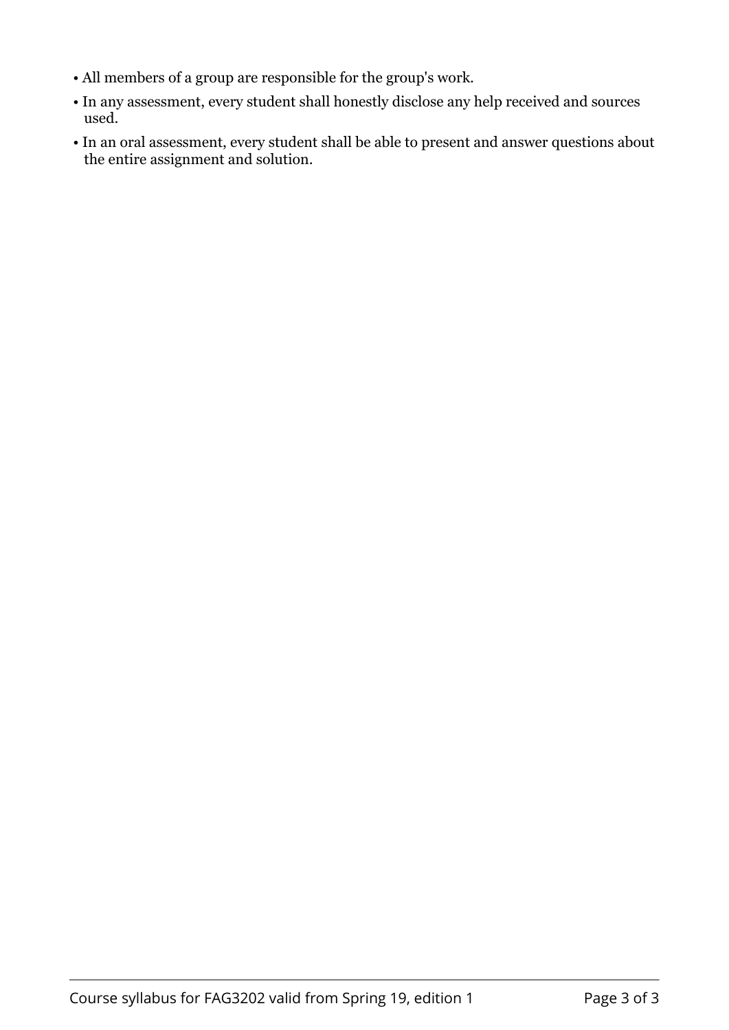- All members of a group are responsible for the group's work.
- In any assessment, every student shall honestly disclose any help received and sources used.
- In an oral assessment, every student shall be able to present and answer questions about the entire assignment and solution.